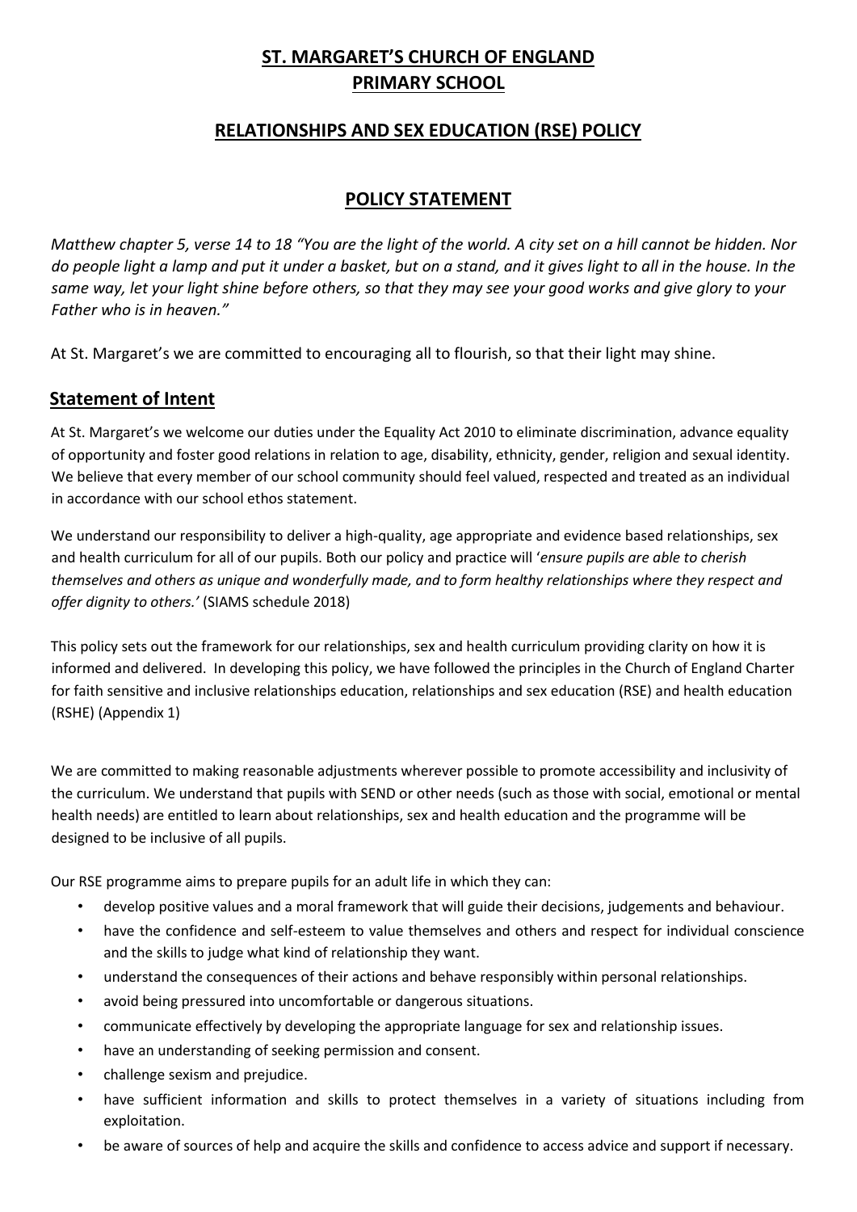# ST. MARGARET'S CHURCH OF ENGLAND PRIMARY SCHOOL

## RELATIONSHIPS AND SEX EDUCATION (RSE) POLICY

## POLICY STATEMENT

*Matthew chapter 5, verse 14 to 18 "You are the light of the world. A city set on a hill cannot be hidden. Nor do people light a lamp and put it under a basket, but on a stand, and it gives light to all in the house. In the same way, let your light shine before others, so that they may see your good works and give glory to your Father who is in heaven."*

At St. Margaret's we are committed to encouraging all to flourish, so that their light may shine.

## Statement of Intent

At St. Margaret's we welcome our duties under the Equality Act 2010 to eliminate discrimination, advance equality of opportunity and foster good relations in relation to age, disability, ethnicity, gender, religion and sexual identity. We believe that every member of our school community should feel valued, respected and treated as an individual in accordance with our school ethos statement.

We understand our responsibility to deliver a high-quality, age appropriate and evidence based relationships, sex and health curriculum for all of our pupils. Both our policy and practice will '*ensure pupils are able to cherish themselves and others as unique and wonderfully made, and to form healthy relationships where they respect and offer dignity to others.'* (SIAMS schedule 2018)

This policy sets out the framework for our relationships, sex and health curriculum providing clarity on how it is informed and delivered. In developing this policy, we have followed the principles in the Church of England Charter for faith sensitive and inclusive relationships education, relationships and sex education (RSE) and health education (RSHE) (Appendix 1)

We are committed to making reasonable adjustments wherever possible to promote accessibility and inclusivity of the curriculum. We understand that pupils with SEND or other needs (such as those with social, emotional or mental health needs) are entitled to learn about relationships, sex and health education and the programme will be designed to be inclusive of all pupils.

Our RSE programme aims to prepare pupils for an adult life in which they can:

- develop positive values and a moral framework that will guide their decisions, judgements and behaviour.
- have the confidence and self-esteem to value themselves and others and respect for individual conscience and the skills to judge what kind of relationship they want.
- understand the consequences of their actions and behave responsibly within personal relationships.
- avoid being pressured into uncomfortable or dangerous situations.
- communicate effectively by developing the appropriate language for sex and relationship issues.
- have an understanding of seeking permission and consent.
- challenge sexism and prejudice.
- have sufficient information and skills to protect themselves in a variety of situations including from exploitation.
- be aware of sources of help and acquire the skills and confidence to access advice and support if necessary.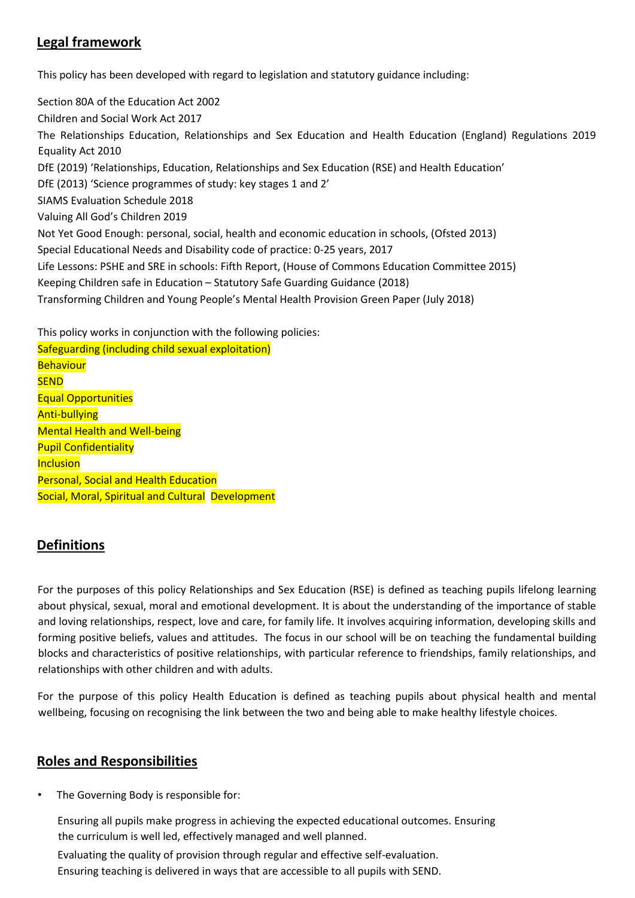## Legal framework

This policy has been developed with regard to legislation and statutory guidance including:

Section 80A of the Education Act 2002

Children and Social Work Act 2017

The Relationships Education, Relationships and Sex Education and Health Education (England) Regulations 2019

Equality Act 2010

DfE (2019) 'Relationships, Education, Relationships and Sex Education (RSE) and Health Education'

DfE (2013) 'Science programmes of study: key stages 1 and 2'

SIAMS Evaluation Schedule 2018

Valuing All God's Children 2019

Not Yet Good Enough: personal, social, health and economic education in schools, (Ofsted 2013)

Special Educational Needs and Disability code of practice: 0-25 years, 2017

Life Lessons: PSHE and SRE in schools: Fifth Report, (House of Commons Education Committee 2015)

Keeping Children safe in Education – Statutory Safe Guarding Guidance (2018)

Transforming Children and Young People's Mental Health Provision Green Paper (July 2018)

This policy works in conjunction with the following policies:

Safeguarding (including child sexual exploitation)

Behaviour

SEND

Equal Opportunities

Anti-bullying

Mental Health and Well-being

Pupil Confidentiality

Inclusion

Personal, Social and Health Education

Social, Moral, Spiritual and Cultural Development

## Definitions

For the purposes of this policy Relationships and Sex Education (RSE) is defined as teaching pupils lifelong learning about physical, sexual, moral and emotional development. It is about the understanding of the importance of stable and loving relationships, respect, love and care, for family life. It involves acquiring information, developing skills and forming positive beliefs, values and attitudes. The focus in our school will be on teaching the fundamental building blocks and characteristics of positive relationships, with particular reference to friendships, family relationships, and relationships with other children and with adults.

For the purpose of this policy Health Education is defined as teaching pupils about physical health and mental wellbeing, focusing on recognising the link between the two and being able to make healthy lifestyle choices.

## Roles and Responsibilities

- The Governing Body is responsible for:

  Ensuring all pupils make progress in achieving the expected educational outcomes. Ensuring the curriculum is well led, effectively managed and well planned.

  Evaluating the quality of provision through regular and effective self-evaluation.

  Ensuring teaching is delivered in ways that are accessible to all pupils with SEND.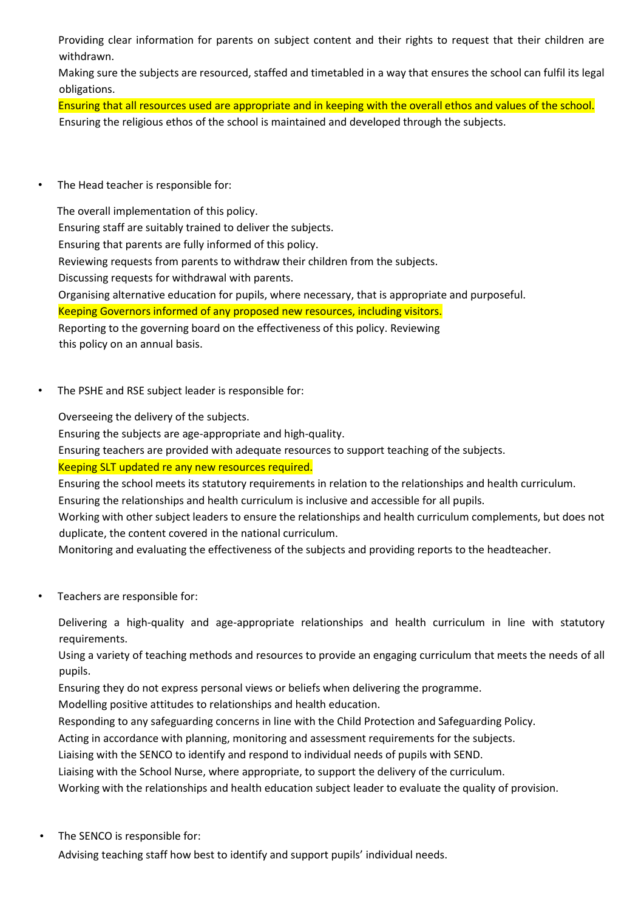Providing clear information for parents on subject content and their rights to request that their children are withdrawn.

Making sure the subjects are resourced, staffed and timetabled in a way that ensures the school can fulfil its legal obligations.

Ensuring that all resources used are appropriate and in keeping with the overall ethos and values of the school.

Ensuring the religious ethos of the school is maintained and developed through the subjects.

- The Head teacher is responsible for:

The overall implementation of this policy.

Ensuring staff are suitably trained to deliver the subjects.

Ensuring that parents are fully informed of this policy.

Reviewing requests from parents to withdraw their children from the subjects.

Discussing requests for withdrawal with parents.

Organising alternative education for pupils, where necessary, that is appropriate and purposeful.

Keeping Governors informed of any proposed new resources, including visitors.

Reporting to the governing board on the effectiveness of this policy. Reviewing this policy on an annual basis.

- The PSHE and RSE subject leader is responsible for:

Overseeing the delivery of the subjects.

Ensuring the subjects are age-appropriate and high-quality.

Ensuring teachers are provided with adequate resources to support teaching of the subjects.

Keeping SLT updated re any new resources required.

Ensuring the school meets its statutory requirements in relation to the relationships and health curriculum.

Ensuring the relationships and health curriculum is inclusive and accessible for all pupils.

Working with other subject leaders to ensure the relationships and health curriculum complements, but does not duplicate, the content covered in the national curriculum.

Monitoring and evaluating the effectiveness of the subjects and providing reports to the headteacher.

- Teachers are responsible for:

Delivering a high-quality and age-appropriate relationships and health curriculum in line with statutory requirements.

Using a variety of teaching methods and resources to provide an engaging curriculum that meets the needs of all pupils.

Ensuring they do not express personal views or beliefs when delivering the programme.

Modelling positive attitudes to relationships and health education.

Responding to any safeguarding concerns in line with the Child Protection and Safeguarding Policy.

Acting in accordance with planning, monitoring and assessment requirements for the subjects.

Liaising with the SENCO to identify and respond to individual needs of pupils with SEND.

Liaising with the School Nurse, where appropriate, to support the delivery of the curriculum.

Working with the relationships and health education subject leader to evaluate the quality of provision.

- The SENCO is responsible for:

Advising teaching staff how best to identify and support pupils' individual needs.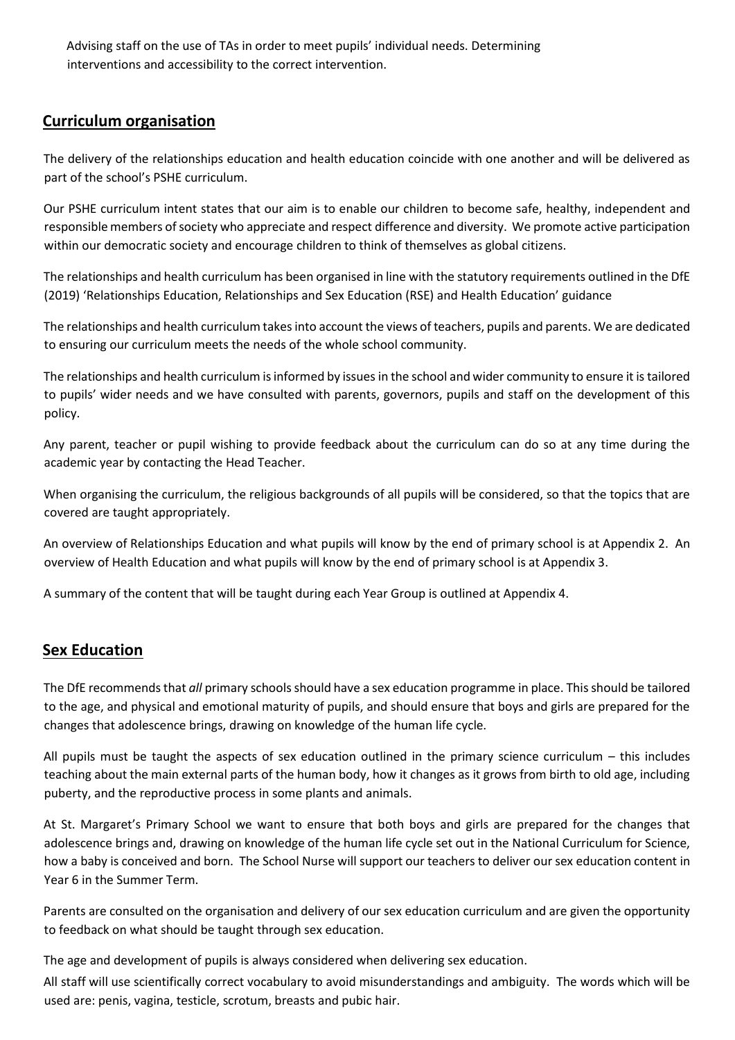Advising staff on the use of TAs in order to meet pupils' individual needs. Determining interventions and accessibility to the correct intervention.

## Curriculum organisation

The delivery of the relationships education and health education coincide with one another and will be delivered as part of the school's PSHE curriculum.

Our PSHE curriculum intent states that our aim is to enable our children to become safe, healthy, independent and responsible members of society who appreciate and respect difference and diversity. We promote active participation within our democratic society and encourage children to think of themselves as global citizens.

The relationships and health curriculum has been organised in line with the statutory requirements outlined in the DfE (2019) 'Relationships Education, Relationships and Sex Education (RSE) and Health Education' guidance

The relationships and health curriculum takes into account the views of teachers, pupils and parents. We are dedicated to ensuring our curriculum meets the needs of the whole school community.

The relationships and health curriculum is informed by issues in the school and wider community to ensure it is tailored to pupils' wider needs and we have consulted with parents, governors, pupils and staff on the development of this policy.

Any parent, teacher or pupil wishing to provide feedback about the curriculum can do so at any time during the academic year by contacting the Head Teacher.

When organising the curriculum, the religious backgrounds of all pupils will be considered, so that the topics that are covered are taught appropriately.

An overview of Relationships Education and what pupils will know by the end of primary school is at Appendix 2. An overview of Health Education and what pupils will know by the end of primary school is at Appendix 3.

A summary of the content that will be taught during each Year Group is outlined at Appendix 4.

## Sex Education

The DfE recommends that *all* primary schools should have a sex education programme in place. This should be tailored to the age, and physical and emotional maturity of pupils, and should ensure that boys and girls are prepared for the changes that adolescence brings, drawing on knowledge of the human life cycle.

All pupils must be taught the aspects of sex education outlined in the primary science curriculum – this includes teaching about the main external parts of the human body, how it changes as it grows from birth to old age, including puberty, and the reproductive process in some plants and animals.

At St. Margaret's Primary School we want to ensure that both boys and girls are prepared for the changes that adolescence brings and, drawing on knowledge of the human life cycle set out in the National Curriculum for Science, how a baby is conceived and born. The School Nurse will support our teachers to deliver our sex education content in Year 6 in the Summer Term.

Parents are consulted on the organisation and delivery of our sex education curriculum and are given the opportunity to feedback on what should be taught through sex education.

The age and development of pupils is always considered when delivering sex education.

All staff will use scientifically correct vocabulary to avoid misunderstandings and ambiguity. The words which will be used are: penis, vagina, testicle, scrotum, breasts and pubic hair.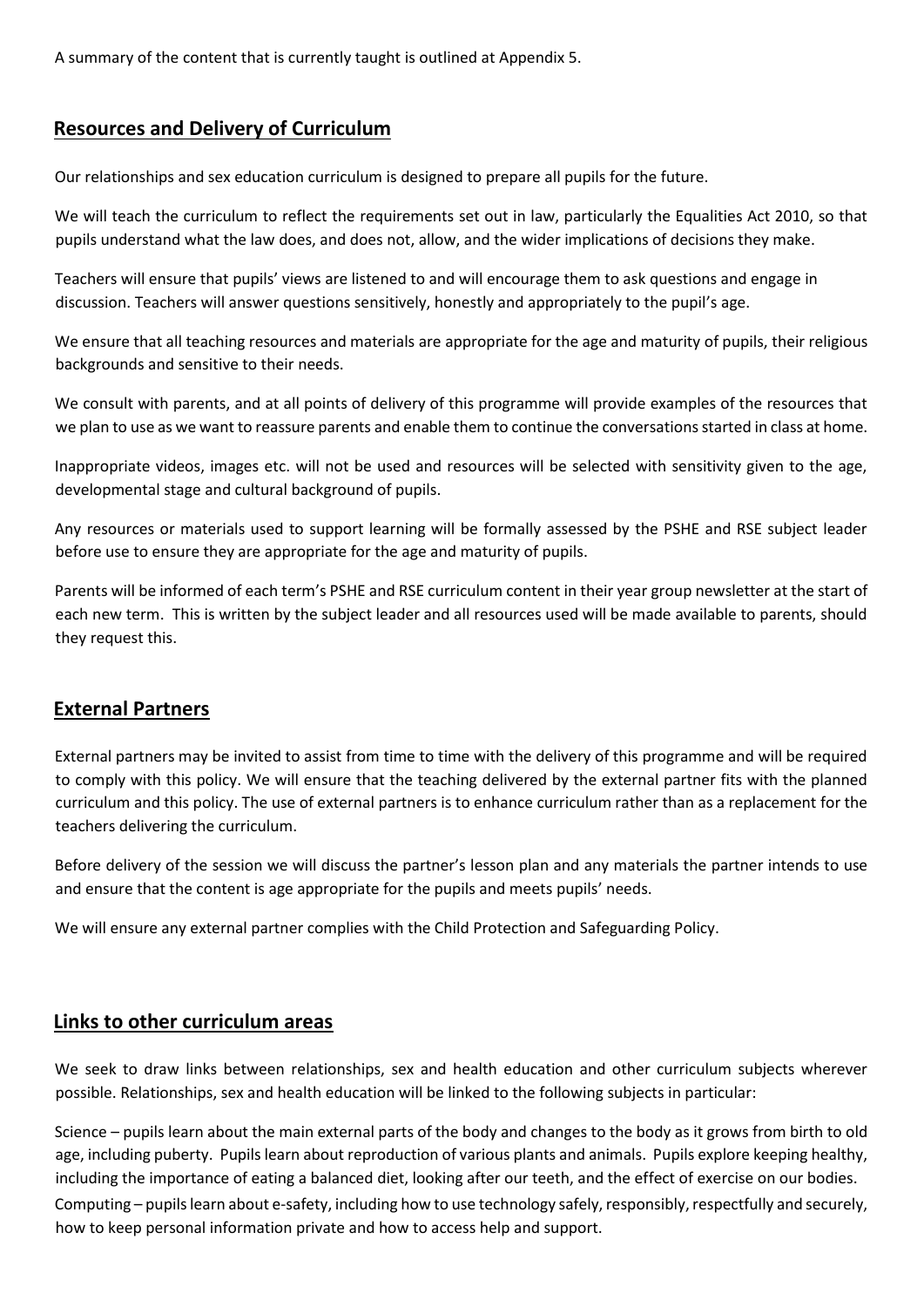A summary of the content that is currently taught is outlined at Appendix 5.

## Resources and Delivery of Curriculum

Our relationships and sex education curriculum is designed to prepare all pupils for the future.

We will teach the curriculum to reflect the requirements set out in law, particularly the Equalities Act 2010, so that pupils understand what the law does, and does not, allow, and the wider implications of decisions they make.

Teachers will ensure that pupils' views are listened to and will encourage them to ask questions and engage in discussion. Teachers will answer questions sensitively, honestly and appropriately to the pupil's age.

We ensure that all teaching resources and materials are appropriate for the age and maturity of pupils, their religious backgrounds and sensitive to their needs.

We consult with parents, and at all points of delivery of this programme will provide examples of the resources that we plan to use as we want to reassure parents and enable them to continue the conversations started in class at home.

Inappropriate videos, images etc. will not be used and resources will be selected with sensitivity given to the age, developmental stage and cultural background of pupils.

Any resources or materials used to support learning will be formally assessed by the PSHE and RSE subject leader before use to ensure they are appropriate for the age and maturity of pupils.

Parents will be informed of each term's PSHE and RSE curriculum content in their year group newsletter at the start of each new term. This is written by the subject leader and all resources used will be made available to parents, should they request this.

## External Partners

External partners may be invited to assist from time to time with the delivery of this programme and will be required to comply with this policy. We will ensure that the teaching delivered by the external partner fits with the planned curriculum and this policy. The use of external partners is to enhance curriculum rather than as a replacement for the teachers delivering the curriculum.

Before delivery of the session we will discuss the partner's lesson plan and any materials the partner intends to use and ensure that the content is age appropriate for the pupils and meets pupils' needs.

We will ensure any external partner complies with the Child Protection and Safeguarding Policy.

## Links to other curriculum areas

We seek to draw links between relationships, sex and health education and other curriculum subjects wherever possible. Relationships, sex and health education will be linked to the following subjects in particular:

Science – pupils learn about the main external parts of the body and changes to the body as it grows from birth to old age, including puberty. Pupils learn about reproduction of various plants and animals. Pupils explore keeping healthy, including the importance of eating a balanced diet, looking after our teeth, and the effect of exercise on our bodies.

Computing – pupils learn about e-safety, including how to use technology safely, responsibly, respectfully and securely, how to keep personal information private and how to access help and support.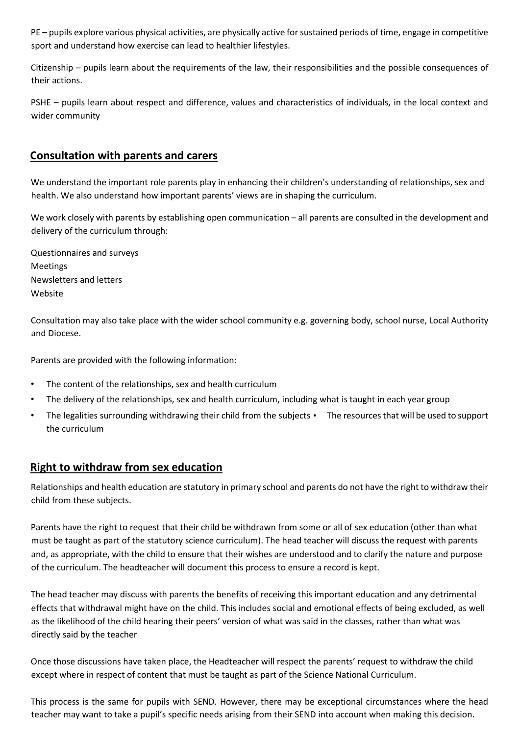PE – pupils explore various physical activities, are physically active for sustained periods of time, engage in competitive sport and understand how exercise can lead to healthier lifestyles.

Citizenship – pupils learn about the requirements of the law, their responsibilities and the possible consequences of their actions.

PSHE – pupils learn about respect and difference, values and characteristics of individuals, in the local context and wider community

## **Consultation with parents and carers**

We understand the important role parents play in enhancing their children's understanding of relationships, sex and health. We also understand how important parents' views are in shaping the curriculum.

We work closely with parents by establishing open communication – all parents are consulted in the development and delivery of the curriculum through:

Questionnaires and surveys
Meetings
Newsletters and letters
Website

Consultation may also take place with the wider school community e.g. governing body, school nurse, Local Authority and Diocese.

Parents are provided with the following information:

- The content of the relationships, sex and health curriculum
- The delivery of the relationships, sex and health curriculum, including what is taught in each year group
- The legalities surrounding withdrawing their child from the subjects
- The resources that will be used to support the curriculum

## **Right to withdraw from sex education**

Relationships and health education are statutory in primary school and parents do not have the right to withdraw their child from these subjects.

Parents have the right to request that their child be withdrawn from some or all of sex education (other than what must be taught as part of the statutory science curriculum). The head teacher will discuss the request with parents and, as appropriate, with the child to ensure that their wishes are understood and to clarify the nature and purpose of the curriculum. The headteacher will document this process to ensure a record is kept.

The head teacher may discuss with parents the benefits of receiving this important education and any detrimental effects that withdrawal might have on the child. This includes social and emotional effects of being excluded, as well as the likelihood of the child hearing their peers' version of what was said in the classes, rather than what was directly said by the teacher

Once those discussions have taken place, the Headteacher will respect the parents' request to withdraw the child except where in respect of content that must be taught as part of the Science National Curriculum.

This process is the same for pupils with SEND. However, there may be exceptional circumstances where the head teacher may want to take a pupil's specific needs arising from their SEND into account when making this decision.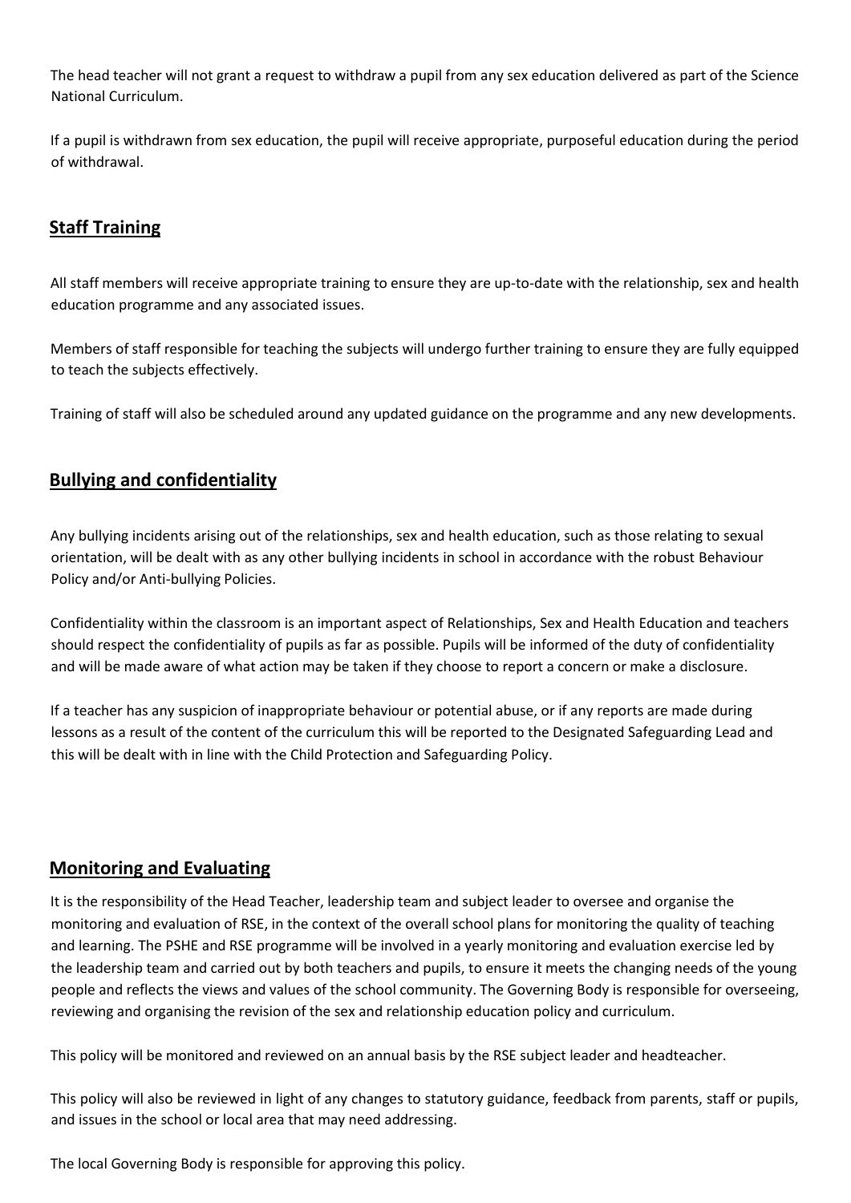The head teacher will not grant a request to withdraw a pupil from any sex education delivered as part of the Science National Curriculum.

If a pupil is withdrawn from sex education, the pupil will receive appropriate, purposeful education during the period of withdrawal.

## **Staff Training**

All staff members will receive appropriate training to ensure they are up-to-date with the relationship, sex and health education programme and any associated issues.

Members of staff responsible for teaching the subjects will undergo further training to ensure they are fully equipped to teach the subjects effectively.

Training of staff will also be scheduled around any updated guidance on the programme and any new developments.

## **Bullying and confidentiality**

Any bullying incidents arising out of the relationships, sex and health education, such as those relating to sexual orientation, will be dealt with as any other bullying incidents in school in accordance with the robust Behaviour Policy and/or Anti-bullying Policies.

Confidentiality within the classroom is an important aspect of Relationships, Sex and Health Education and teachers should respect the confidentiality of pupils as far as possible. Pupils will be informed of the duty of confidentiality and will be made aware of what action may be taken if they choose to report a concern or make a disclosure.

If a teacher has any suspicion of inappropriate behaviour or potential abuse, or if any reports are made during lessons as a result of the content of the curriculum this will be reported to the Designated Safeguarding Lead and this will be dealt with in line with the Child Protection and Safeguarding Policy.

## **Monitoring and Evaluating**

It is the responsibility of the Head Teacher, leadership team and subject leader to oversee and organise the monitoring and evaluation of RSE, in the context of the overall school plans for monitoring the quality of teaching and learning. The PSHE and RSE programme will be involved in a yearly monitoring and evaluation exercise led by the leadership team and carried out by both teachers and pupils, to ensure it meets the changing needs of the young people and reflects the views and values of the school community. The Governing Body is responsible for overseeing, reviewing and organising the revision of the sex and relationship education policy and curriculum.

This policy will be monitored and reviewed on an annual basis by the RSE subject leader and headteacher.

This policy will also be reviewed in light of any changes to statutory guidance, feedback from parents, staff or pupils, and issues in the school or local area that may need addressing.

The local Governing Body is responsible for approving this policy.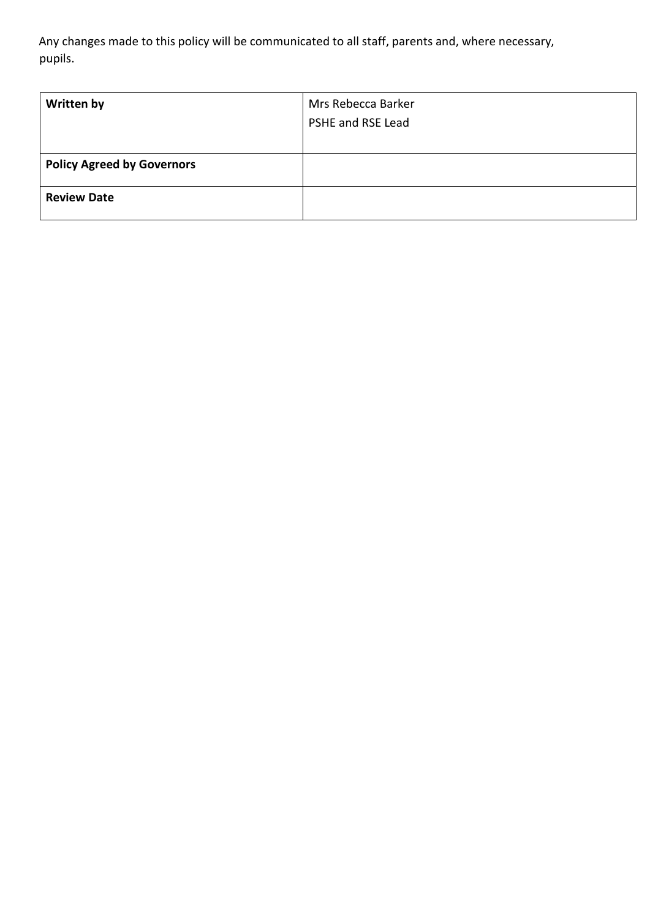Any changes made to this policy will be communicated to all staff, parents and, where necessary, pupils.

| **Written by** | Mrs Rebecca Barker<br>PSHE and RSE Lead |
|---|---|
| **Policy Agreed by Governors** | |
| **Review Date** | |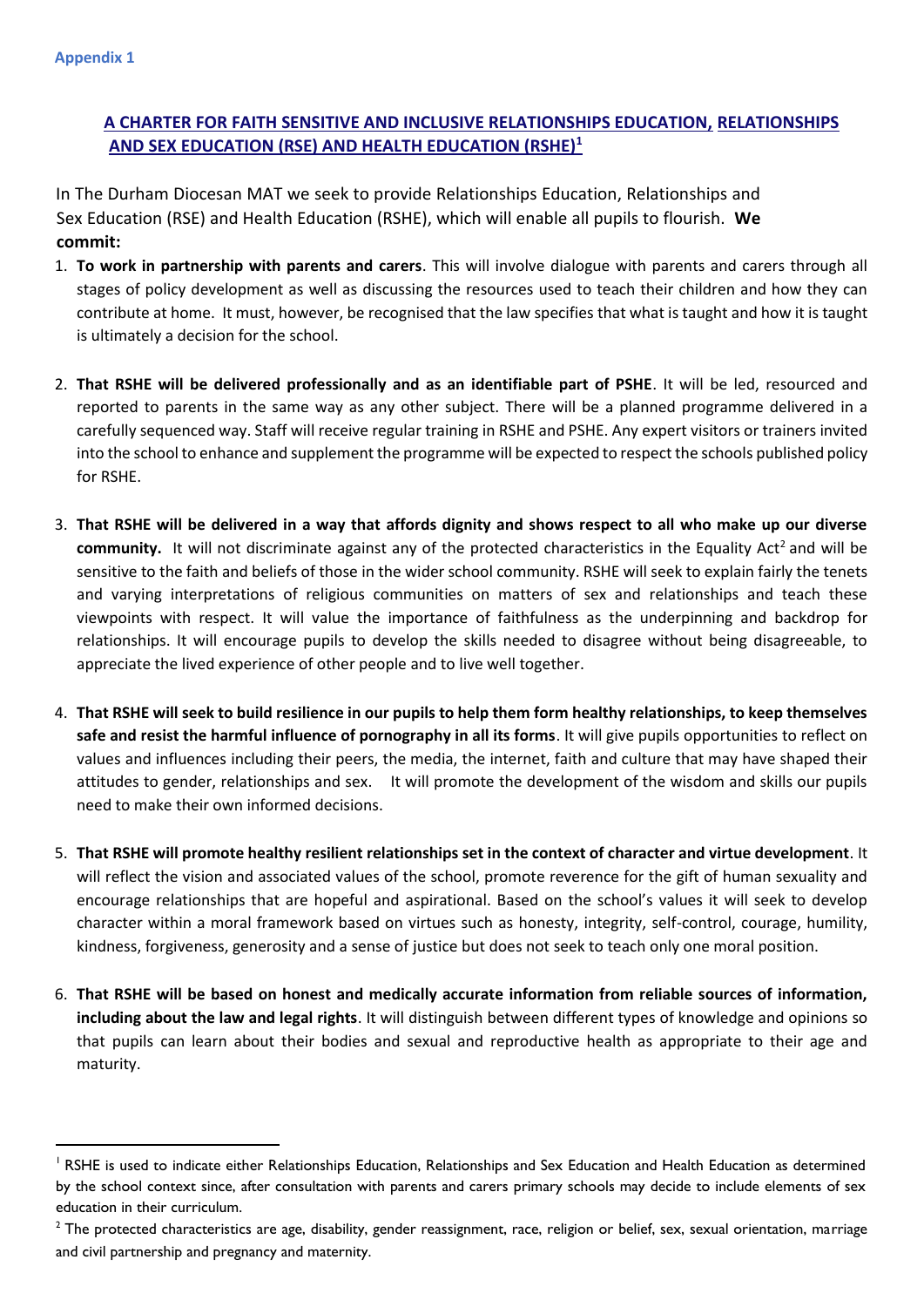**Appendix 1**

## A CHARTER FOR FAITH SENSITIVE AND INCLUSIVE RELATIONSHIPS EDUCATION, RELATIONSHIPS AND SEX EDUCATION (RSE) AND HEALTH EDUCATION (RSHE)[1]

In The Durham Diocesan MAT we seek to provide Relationships Education, Relationships and Sex Education (RSE) and Health Education (RSHE), which will enable all pupils to flourish. **We commit:**

1. **To work in partnership with parents and carers**. This will involve dialogue with parents and carers through all stages of policy development as well as discussing the resources used to teach their children and how they can contribute at home. It must, however, be recognised that the law specifies that what is taught and how it is taught is ultimately a decision for the school.

2. **That RSHE will be delivered professionally and as an identifiable part of PSHE**. It will be led, resourced and reported to parents in the same way as any other subject. There will be a planned programme delivered in a carefully sequenced way. Staff will receive regular training in RSHE and PSHE. Any expert visitors or trainers invited into the school to enhance and supplement the programme will be expected to respect the schools published policy for RSHE.

3. **That RSHE will be delivered in a way that affords dignity and shows respect to all who make up our diverse community.** It will not discriminate against any of the protected characteristics in the Equality Act[2] and will be sensitive to the faith and beliefs of those in the wider school community. RSHE will seek to explain fairly the tenets and varying interpretations of religious communities on matters of sex and relationships and teach these viewpoints with respect. It will value the importance of faithfulness as the underpinning and backdrop for relationships. It will encourage pupils to develop the skills needed to disagree without being disagreeable, to appreciate the lived experience of other people and to live well together.

4. **That RSHE will seek to build resilience in our pupils to help them form healthy relationships, to keep themselves safe and resist the harmful influence of pornography in all its forms**. It will give pupils opportunities to reflect on values and influences including their peers, the media, the internet, faith and culture that may have shaped their attitudes to gender, relationships and sex. It will promote the development of the wisdom and skills our pupils need to make their own informed decisions.

5. **That RSHE will promote healthy resilient relationships set in the context of character and virtue development**. It will reflect the vision and associated values of the school, promote reverence for the gift of human sexuality and encourage relationships that are hopeful and aspirational. Based on the school's values it will seek to develop character within a moral framework based on virtues such as honesty, integrity, self-control, courage, humility, kindness, forgiveness, generosity and a sense of justice but does not seek to teach only one moral position.

6. **That RSHE will be based on honest and medically accurate information from reliable sources of information, including about the law and legal rights**. It will distinguish between different types of knowledge and opinions so that pupils can learn about their bodies and sexual and reproductive health as appropriate to their age and maturity.

---

[1] RSHE is used to indicate either Relationships Education, Relationships and Sex Education and Health Education as determined by the school context since, after consultation with parents and carers primary schools may decide to include elements of sex education in their curriculum.

[2] The protected characteristics are age, disability, gender reassignment, race, religion or belief, sex, sexual orientation, marriage and civil partnership and pregnancy and maternity.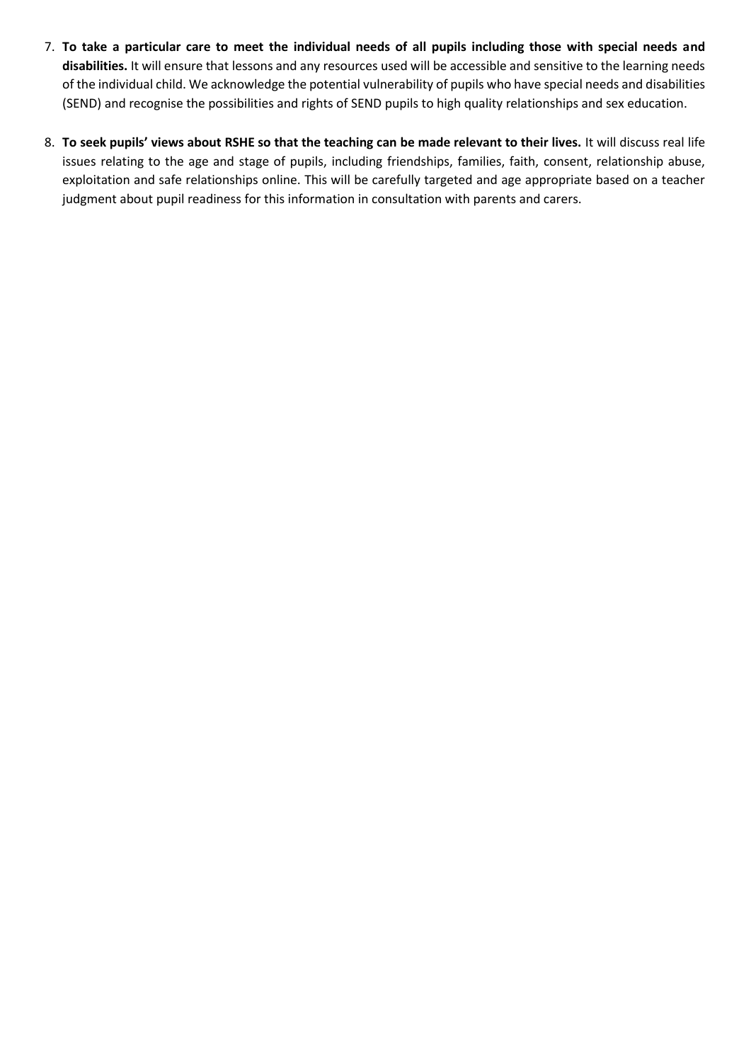7. **To take a particular care to meet the individual needs of all pupils including those with special needs and disabilities.** It will ensure that lessons and any resources used will be accessible and sensitive to the learning needs of the individual child. We acknowledge the potential vulnerability of pupils who have special needs and disabilities (SEND) and recognise the possibilities and rights of SEND pupils to high quality relationships and sex education.

8. **To seek pupils' views about RSHE so that the teaching can be made relevant to their lives.** It will discuss real life issues relating to the age and stage of pupils, including friendships, families, faith, consent, relationship abuse, exploitation and safe relationships online. This will be carefully targeted and age appropriate based on a teacher judgment about pupil readiness for this information in consultation with parents and carers.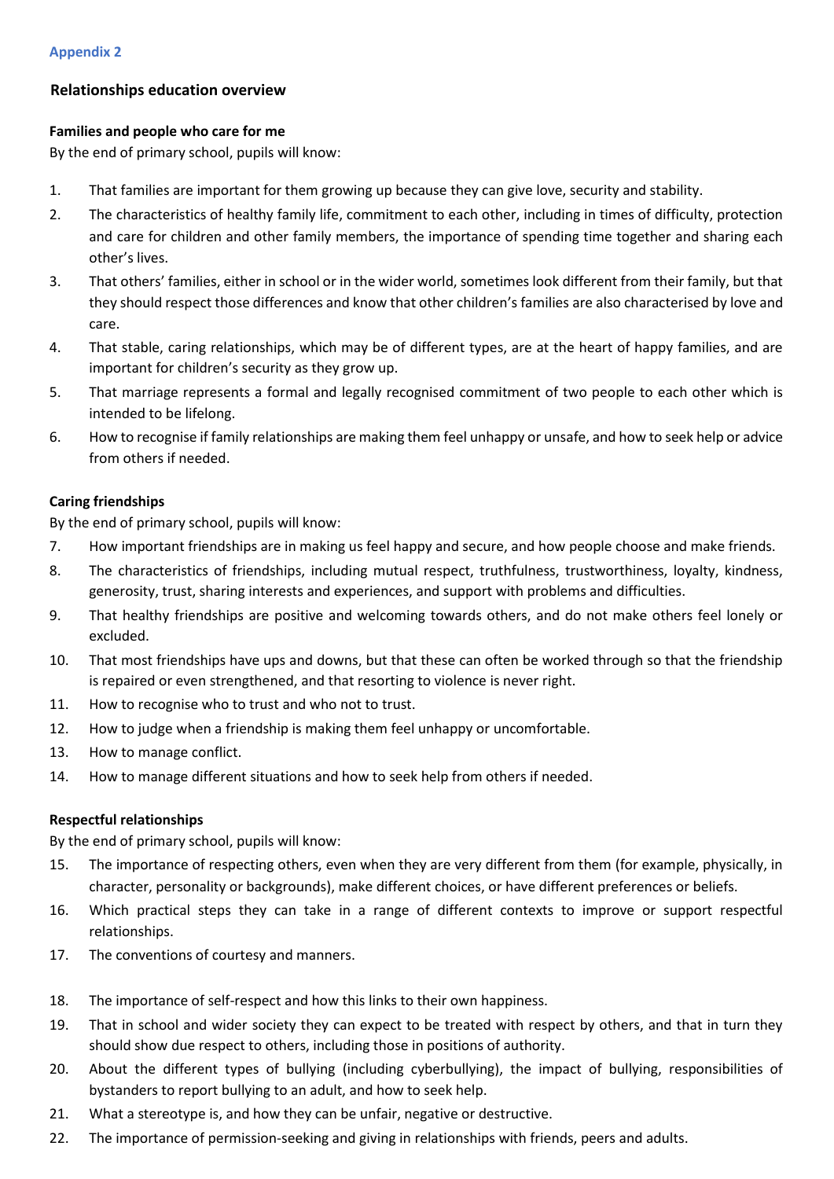Appendix 2

## Relationships education overview

### Families and people who care for me

By the end of primary school, pupils will know:

1. That families are important for them growing up because they can give love, security and stability.
2. The characteristics of healthy family life, commitment to each other, including in times of difficulty, protection and care for children and other family members, the importance of spending time together and sharing each other's lives.
3. That others' families, either in school or in the wider world, sometimes look different from their family, but that they should respect those differences and know that other children's families are also characterised by love and care.
4. That stable, caring relationships, which may be of different types, are at the heart of happy families, and are important for children's security as they grow up.
5. That marriage represents a formal and legally recognised commitment of two people to each other which is intended to be lifelong.
6. How to recognise if family relationships are making them feel unhappy or unsafe, and how to seek help or advice from others if needed.

### Caring friendships

By the end of primary school, pupils will know:

7. How important friendships are in making us feel happy and secure, and how people choose and make friends.
8. The characteristics of friendships, including mutual respect, truthfulness, trustworthiness, loyalty, kindness, generosity, trust, sharing interests and experiences, and support with problems and difficulties.
9. That healthy friendships are positive and welcoming towards others, and do not make others feel lonely or excluded.
10. That most friendships have ups and downs, but that these can often be worked through so that the friendship is repaired or even strengthened, and that resorting to violence is never right.
11. How to recognise who to trust and who not to trust.
12. How to judge when a friendship is making them feel unhappy or uncomfortable.
13. How to manage conflict.
14. How to manage different situations and how to seek help from others if needed.

### Respectful relationships

By the end of primary school, pupils will know:

15. The importance of respecting others, even when they are very different from them (for example, physically, in character, personality or backgrounds), make different choices, or have different preferences or beliefs.
16. Which practical steps they can take in a range of different contexts to improve or support respectful relationships.
17. The conventions of courtesy and manners.
18. The importance of self-respect and how this links to their own happiness.
19. That in school and wider society they can expect to be treated with respect by others, and that in turn they should show due respect to others, including those in positions of authority.
20. About the different types of bullying (including cyberbullying), the impact of bullying, responsibilities of bystanders to report bullying to an adult, and how to seek help.
21. What a stereotype is, and how they can be unfair, negative or destructive.
22. The importance of permission-seeking and giving in relationships with friends, peers and adults.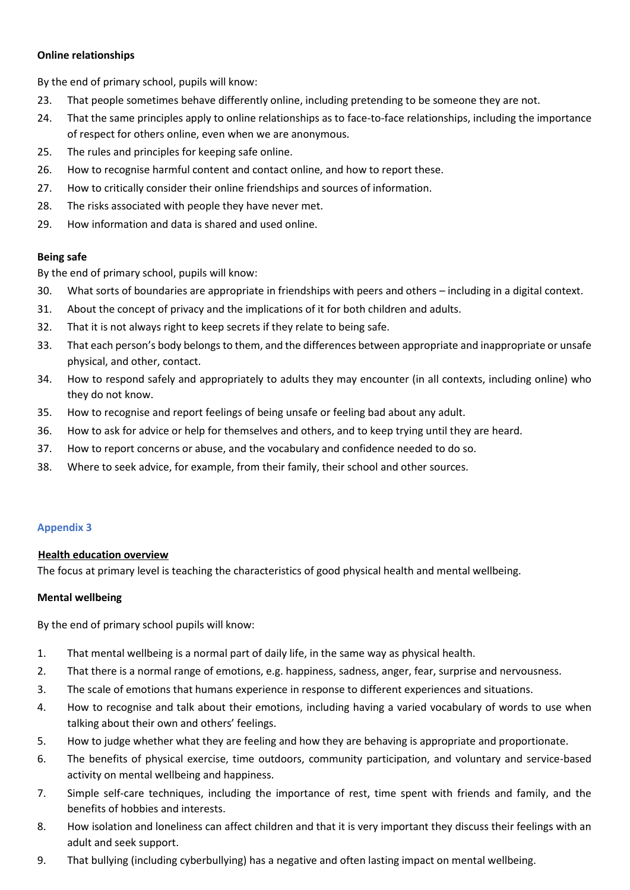**Online relationships**

By the end of primary school, pupils will know:

23. That people sometimes behave differently online, including pretending to be someone they are not.
24. That the same principles apply to online relationships as to face-to-face relationships, including the importance of respect for others online, even when we are anonymous.
25. The rules and principles for keeping safe online.
26. How to recognise harmful content and contact online, and how to report these.
27. How to critically consider their online friendships and sources of information.
28. The risks associated with people they have never met.
29. How information and data is shared and used online.

**Being safe**

By the end of primary school, pupils will know:

30. What sorts of boundaries are appropriate in friendships with peers and others – including in a digital context.
31. About the concept of privacy and the implications of it for both children and adults.
32. That it is not always right to keep secrets if they relate to being safe.
33. That each person's body belongs to them, and the differences between appropriate and inappropriate or unsafe physical, and other, contact.
34. How to respond safely and appropriately to adults they may encounter (in all contexts, including online) who they do not know.
35. How to recognise and report feelings of being unsafe or feeling bad about any adult.
36. How to ask for advice or help for themselves and others, and to keep trying until they are heard.
37. How to report concerns or abuse, and the vocabulary and confidence needed to do so.
38. Where to seek advice, for example, from their family, their school and other sources.

## Appendix 3

**Health education overview**

The focus at primary level is teaching the characteristics of good physical health and mental wellbeing.

**Mental wellbeing**

By the end of primary school pupils will know:

1. That mental wellbeing is a normal part of daily life, in the same way as physical health.
2. That there is a normal range of emotions, e.g. happiness, sadness, anger, fear, surprise and nervousness.
3. The scale of emotions that humans experience in response to different experiences and situations.
4. How to recognise and talk about their emotions, including having a varied vocabulary of words to use when talking about their own and others' feelings.
5. How to judge whether what they are feeling and how they are behaving is appropriate and proportionate.
6. The benefits of physical exercise, time outdoors, community participation, and voluntary and service-based activity on mental wellbeing and happiness.
7. Simple self-care techniques, including the importance of rest, time spent with friends and family, and the benefits of hobbies and interests.
8. How isolation and loneliness can affect children and that it is very important they discuss their feelings with an adult and seek support.
9. That bullying (including cyberbullying) has a negative and often lasting impact on mental wellbeing.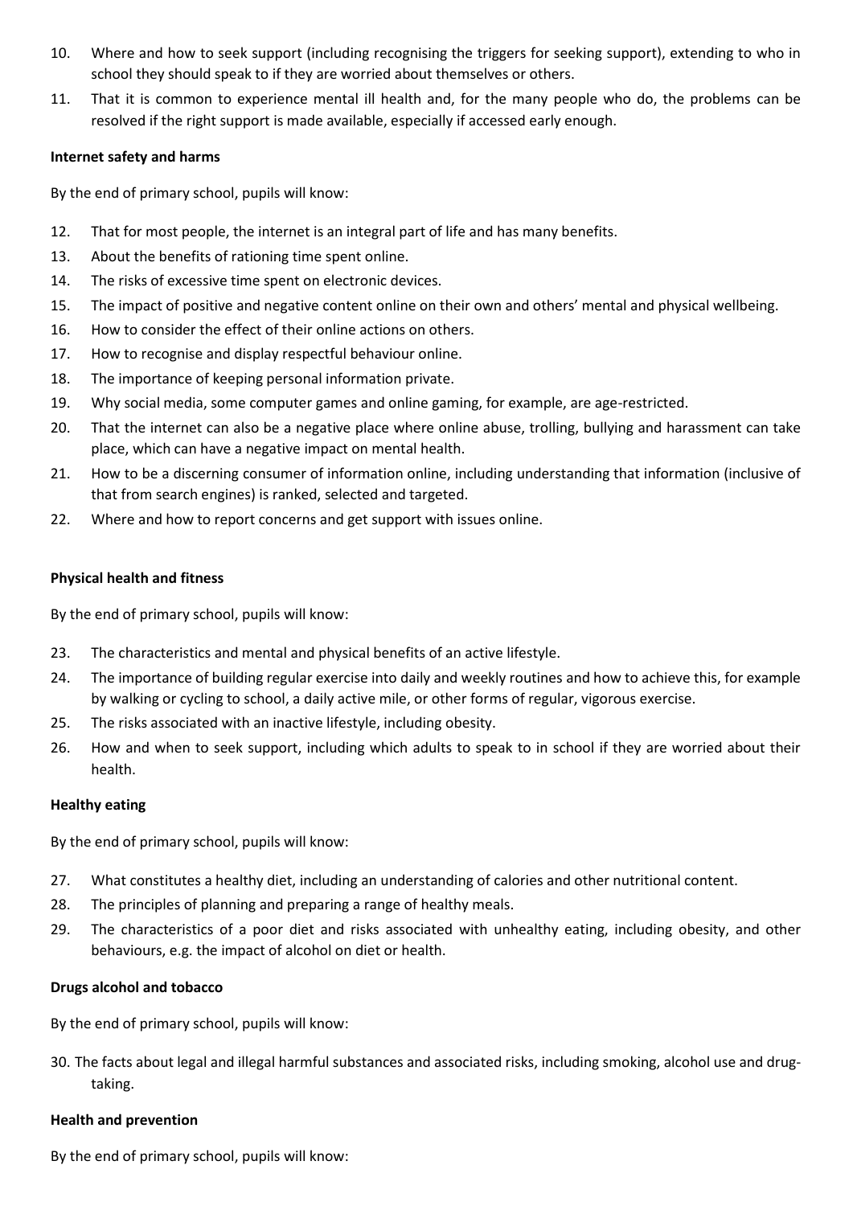10. Where and how to seek support (including recognising the triggers for seeking support), extending to who in school they should speak to if they are worried about themselves or others.
11. That it is common to experience mental ill health and, for the many people who do, the problems can be resolved if the right support is made available, especially if accessed early enough.

**Internet safety and harms**

By the end of primary school, pupils will know:

12. That for most people, the internet is an integral part of life and has many benefits.
13. About the benefits of rationing time spent online.
14. The risks of excessive time spent on electronic devices.
15. The impact of positive and negative content online on their own and others' mental and physical wellbeing.
16. How to consider the effect of their online actions on others.
17. How to recognise and display respectful behaviour online.
18. The importance of keeping personal information private.
19. Why social media, some computer games and online gaming, for example, are age-restricted.
20. That the internet can also be a negative place where online abuse, trolling, bullying and harassment can take place, which can have a negative impact on mental health.
21. How to be a discerning consumer of information online, including understanding that information (inclusive of that from search engines) is ranked, selected and targeted.
22. Where and how to report concerns and get support with issues online.

**Physical health and fitness**

By the end of primary school, pupils will know:

23. The characteristics and mental and physical benefits of an active lifestyle.
24. The importance of building regular exercise into daily and weekly routines and how to achieve this, for example by walking or cycling to school, a daily active mile, or other forms of regular, vigorous exercise.
25. The risks associated with an inactive lifestyle, including obesity.
26. How and when to seek support, including which adults to speak to in school if they are worried about their health.

**Healthy eating**

By the end of primary school, pupils will know:

27. What constitutes a healthy diet, including an understanding of calories and other nutritional content.
28. The principles of planning and preparing a range of healthy meals.
29. The characteristics of a poor diet and risks associated with unhealthy eating, including obesity, and other behaviours, e.g. the impact of alcohol on diet or health.

**Drugs alcohol and tobacco**

By the end of primary school, pupils will know:

30. The facts about legal and illegal harmful substances and associated risks, including smoking, alcohol use and drug-taking.

**Health and prevention**

By the end of primary school, pupils will know: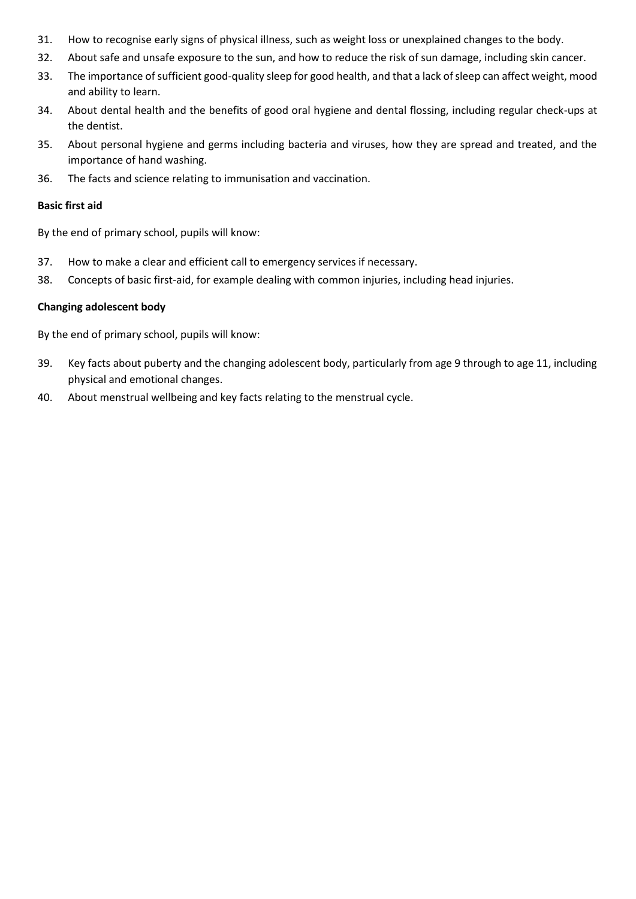31. How to recognise early signs of physical illness, such as weight loss or unexplained changes to the body.
32. About safe and unsafe exposure to the sun, and how to reduce the risk of sun damage, including skin cancer.
33. The importance of sufficient good-quality sleep for good health, and that a lack of sleep can affect weight, mood and ability to learn.
34. About dental health and the benefits of good oral hygiene and dental flossing, including regular check-ups at the dentist.
35. About personal hygiene and germs including bacteria and viruses, how they are spread and treated, and the importance of hand washing.
36. The facts and science relating to immunisation and vaccination.

**Basic first aid**

By the end of primary school, pupils will know:

37. How to make a clear and efficient call to emergency services if necessary.
38. Concepts of basic first-aid, for example dealing with common injuries, including head injuries.

**Changing adolescent body**

By the end of primary school, pupils will know:

39. Key facts about puberty and the changing adolescent body, particularly from age 9 through to age 11, including physical and emotional changes.
40. About menstrual wellbeing and key facts relating to the menstrual cycle.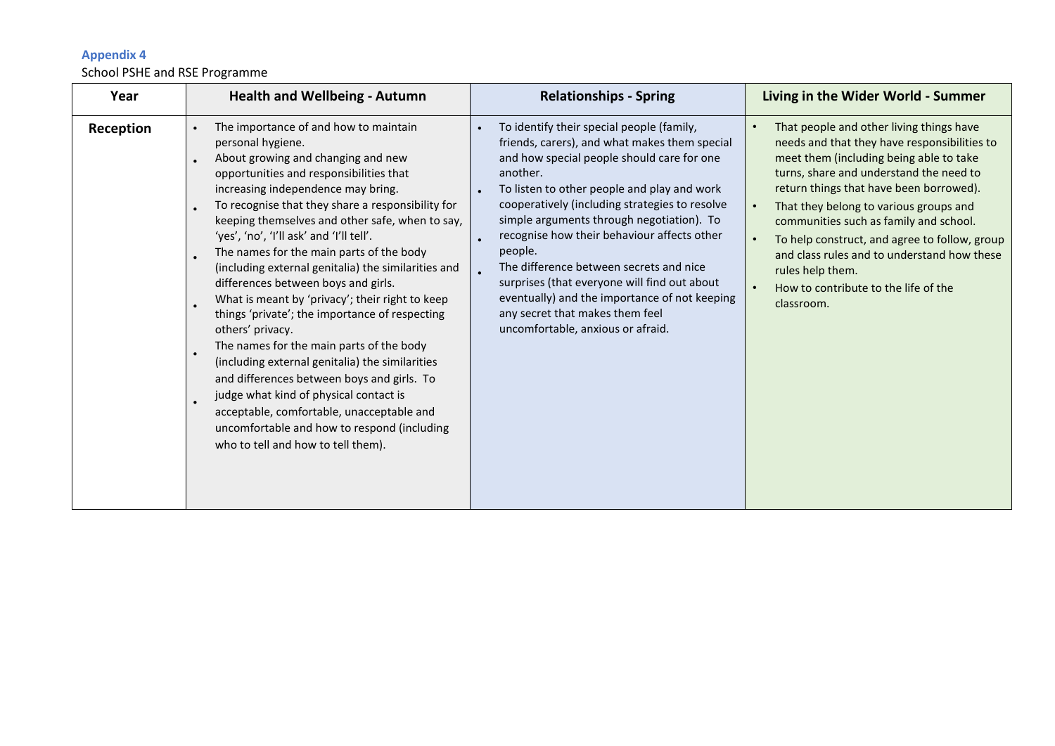**Appendix 4**

School PSHE and RSE Programme

| Year | Health and Wellbeing - Autumn | Relationships - Spring | Living in the Wider World - Summer |
| --- | --- | --- | --- |
| **Reception** | • The importance of and how to maintain personal hygiene.<br>• About growing and changing and new opportunities and responsibilities that increasing independence may bring.<br>• To recognise that they share a responsibility for keeping themselves and other safe, when to say, 'yes', 'no', 'I'll ask' and 'I'll tell'.<br>• The names for the main parts of the body (including external genitalia) the similarities and differences between boys and girls.<br>• What is meant by 'privacy'; their right to keep things 'private'; the importance of respecting others' privacy.<br>• The names for the main parts of the body (including external genitalia) the similarities and differences between boys and girls. To<br>• judge what kind of physical contact is acceptable, comfortable, unacceptable and uncomfortable and how to respond (including who to tell and how to tell them). | • To identify their special people (family, friends, carers), and what makes them special and how special people should care for one another.<br>• To listen to other people and play and work cooperatively (including strategies to resolve simple arguments through negotiation). To<br>• recognise how their behaviour affects other people.<br>• The difference between secrets and nice surprises (that everyone will find out about eventually) and the importance of not keeping any secret that makes them feel uncomfortable, anxious or afraid. | • That people and other living things have needs and that they have responsibilities to meet them (including being able to take turns, share and understand the need to return things that have been borrowed).<br>• That they belong to various groups and communities such as family and school.<br>• To help construct, and agree to follow, group and class rules and to understand how these rules help them.<br>• How to contribute to the life of the classroom. |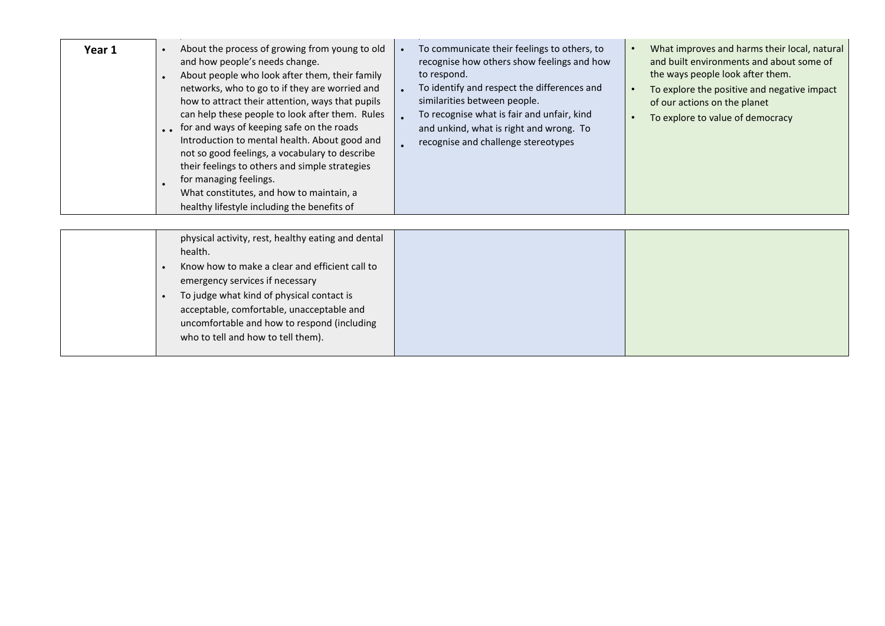| Year 1 | • About the process of growing from young to old and how people's needs change.<br>• About people who look after them, their family networks, who to go to if they are worried and how to attract their attention, ways that pupils can help these people to look after them.<br>• Rules for and ways of keeping safe on the roads<br>• Introduction to mental health. About good and not so good feelings, a vocabulary to describe their feelings to others and simple strategies for managing feelings.<br>• What constitutes, and how to maintain, a healthy lifestyle including the benefits of physical activity, rest, healthy eating and dental health.<br>• Know how to make a clear and efficient call to emergency services if necessary<br>• To judge what kind of physical contact is acceptable, comfortable, unacceptable and uncomfortable and how to respond (including who to tell and how to tell them). | • To communicate their feelings to others, to recognise how others show feelings and how to respond.<br>• To identify and respect the differences and similarities between people.<br>• To recognise what is fair and unfair, kind and unkind, what is right and wrong.<br>• To recognise and challenge stereotypes | • What improves and harms their local, natural and built environments and about some of the ways people look after them.<br>• To explore the positive and negative impact of our actions on the planet<br>• To explore to value of democracy |
|---|---|---|---|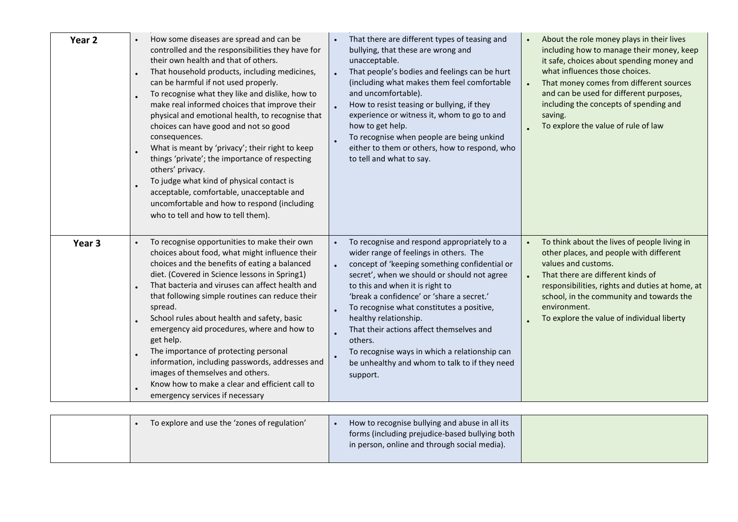| | | | |
|---|---|---|---|
| **Year 2** | • How some diseases are spread and can be controlled and the responsibilities they have for their own health and that of others.<br>• That household products, including medicines, can be harmful if not used properly.<br>• To recognise what they like and dislike, how to make real informed choices that improve their physical and emotional health, to recognise that choices can have good and not so good consequences.<br>• What is meant by 'privacy'; their right to keep things 'private'; the importance of respecting others' privacy.<br>• To judge what kind of physical contact is acceptable, comfortable, unacceptable and uncomfortable and how to respond (including who to tell and how to tell them). | • That there are different types of teasing and bullying, that these are wrong and unacceptable.<br>• That people's bodies and feelings can be hurt (including what makes them feel comfortable and uncomfortable).<br>• How to resist teasing or bullying, if they experience or witness it, whom to go to and how to get help.<br>• To recognise when people are being unkind either to them or others, how to respond, who to tell and what to say. | • About the role money plays in their lives including how to manage their money, keep it safe, choices about spending money and what influences those choices.<br>• That money comes from different sources and can be used for different purposes, including the concepts of spending and saving.<br>• To explore the value of rule of law |
| **Year 3** | • To recognise opportunities to make their own choices about food, what might influence their choices and the benefits of eating a balanced diet. (Covered in Science lessons in Spring1)<br>• That bacteria and viruses can affect health and that following simple routines can reduce their spread.<br>• School rules about health and safety, basic emergency aid procedures, where and how to get help.<br>• The importance of protecting personal information, including passwords, addresses and images of themselves and others.<br>• Know how to make a clear and efficient call to emergency services if necessary<br>• To explore and use the 'zones of regulation' | • To recognise and respond appropriately to a wider range of feelings in others. The concept of 'keeping something confidential or secret', when we should or should not agree to this and when it is right to 'break a confidence' or 'share a secret.'<br>• To recognise what constitutes a positive, healthy relationship.<br>• That their actions affect themselves and others.<br>• To recognise ways in which a relationship can be unhealthy and whom to talk to if they need support.<br>• How to recognise bullying and abuse in all its forms (including prejudice-based bullying both in person, online and through social media). | • To think about the lives of people living in other places, and people with different values and customs.<br>• That there are different kinds of responsibilities, rights and duties at home, at school, in the community and towards the environment.<br>• To explore the value of individual liberty |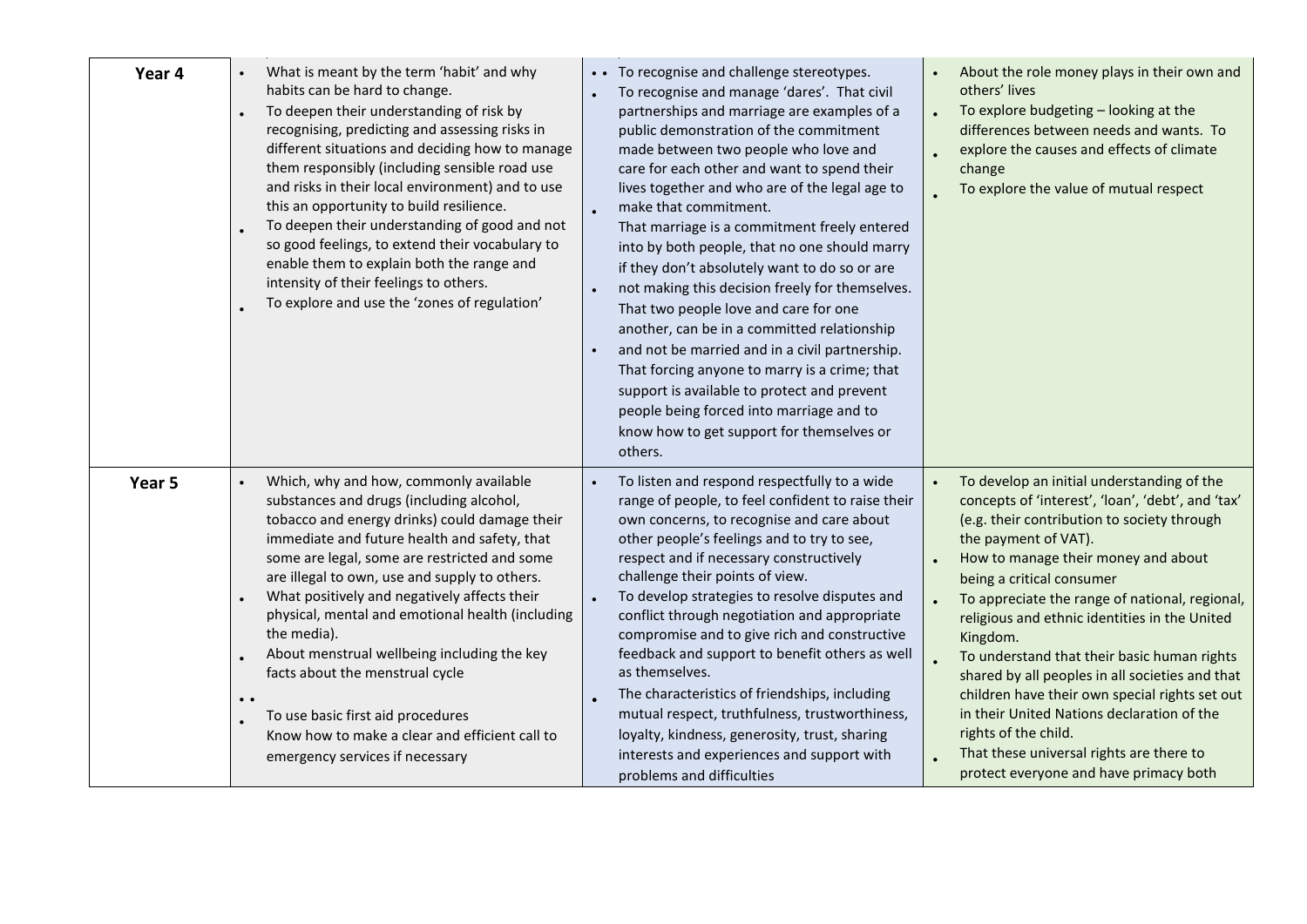| | | | |
|---|---|---|---|
| **Year 4** | • What is meant by the term 'habit' and why habits can be hard to change.<br>• To deepen their understanding of risk by recognising, predicting and assessing risks in different situations and deciding how to manage them responsibly (including sensible road use and risks in their local environment) and to use this an opportunity to build resilience.<br>• To deepen their understanding of good and not so good feelings, to extend their vocabulary to enable them to explain both the range and intensity of their feelings to others.<br>• To explore and use the 'zones of regulation' | • To recognise and challenge stereotypes.<br>• To recognise and manage 'dares'. That civil partnerships and marriage are examples of a public demonstration of the commitment made between two people who love and care for each other and want to spend their lives together and who are of the legal age to make that commitment.<br>• That marriage is a commitment freely entered into by both people, that no one should marry if they don't absolutely want to do so or are not making this decision freely for themselves.<br>• That two people love and care for one another, can be in a committed relationship and not be married and in a civil partnership.<br>• That forcing anyone to marry is a crime; that support is available to protect and prevent people being forced into marriage and to know how to get support for themselves or others. | • About the role money plays in their own and others' lives<br>• To explore budgeting – looking at the differences between needs and wants. To<br>• explore the causes and effects of climate change<br>• To explore the value of mutual respect |
| **Year 5** | • Which, why and how, commonly available substances and drugs (including alcohol, tobacco and energy drinks) could damage their immediate and future health and safety, that some are legal, some are restricted and some are illegal to own, use and supply to others.<br>• What positively and negatively affects their physical, mental and emotional health (including the media).<br>• About menstrual wellbeing including the key facts about the menstrual cycle<br>• To use basic first aid procedures<br>• Know how to make a clear and efficient call to emergency services if necessary | • To listen and respond respectfully to a wide range of people, to feel confident to raise their own concerns, to recognise and care about other people's feelings and to try to see, respect and if necessary constructively challenge their points of view.<br>• To develop strategies to resolve disputes and conflict through negotiation and appropriate compromise and to give rich and constructive feedback and support to benefit others as well as themselves.<br>• The characteristics of friendships, including mutual respect, truthfulness, trustworthiness, loyalty, kindness, generosity, trust, sharing interests and experiences and support with problems and difficulties | • To develop an initial understanding of the concepts of 'interest', 'loan', 'debt', and 'tax' (e.g. their contribution to society through the payment of VAT).<br>• How to manage their money and about being a critical consumer<br>• To appreciate the range of national, regional, religious and ethnic identities in the United Kingdom.<br>• To understand that their basic human rights shared by all peoples in all societies and that children have their own special rights set out in their United Nations declaration of the rights of the child.<br>• That these universal rights are there to protect everyone and have primacy both |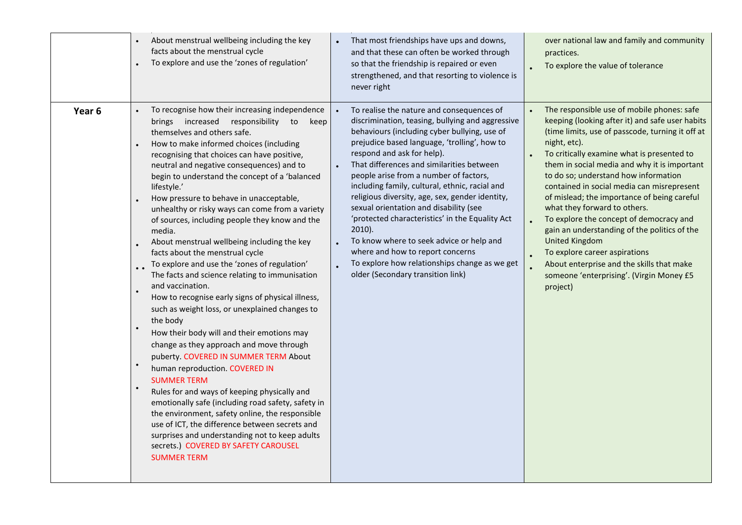| | | | |
|---|---|---|---|
| | • About menstrual wellbeing including the key facts about the menstrual cycle<br>• To explore and use the 'zones of regulation' | • That most friendships have ups and downs, and that these can often be worked through so that the friendship is repaired or even strengthened, and that resorting to violence is never right | over national law and family and community practices.<br>• To explore the value of tolerance |
| **Year 6** | • To recognise how their increasing independence brings increased responsibility to keep themselves and others safe.<br>• How to make informed choices (including recognising that choices can have positive, neutral and negative consequences) and to begin to understand the concept of a 'balanced lifestyle.'<br>• How pressure to behave in unacceptable, unhealthy or risky ways can come from a variety of sources, including people they know and the media.<br>• About menstrual wellbeing including the key facts about the menstrual cycle<br>• To explore and use the 'zones of regulation'<br>• The facts and science relating to immunisation and vaccination.<br>• How to recognise early signs of physical illness, such as weight loss, or unexplained changes to the body<br>• How their body will and their emotions may change as they approach and move through puberty. COVERED IN SUMMER TERM<br>• About human reproduction. COVERED IN SUMMER TERM<br>• Rules for and ways of keeping physically and emotionally safe (including road safety, safety in the environment, safety online, the responsible use of ICT, the difference between secrets and surprises and understanding not to keep adults secrets.) COVERED BY SAFETY CAROUSEL SUMMER TERM | • To realise the nature and consequences of discrimination, teasing, bullying and aggressive behaviours (including cyber bullying, use of prejudice based language, 'trolling', how to respond and ask for help).<br>• That differences and similarities between people arise from a number of factors, including family, cultural, ethnic, racial and religious diversity, age, sex, gender identity, sexual orientation and disability (see 'protected characteristics' in the Equality Act 2010).<br>• To know where to seek advice or help and where and how to report concerns<br>• To explore how relationships change as we get older (Secondary transition link) | • The responsible use of mobile phones: safe keeping (looking after it) and safe user habits (time limits, use of passcode, turning it off at night, etc).<br>• To critically examine what is presented to them in social media and why it is important to do so; understand how information contained in social media can misrepresent of mislead; the importance of being careful what they forward to others.<br>• To explore the concept of democracy and gain an understanding of the politics of the United Kingdom<br>• To explore career aspirations<br>• About enterprise and the skills that make someone 'enterprising'. (Virgin Money £5 project) |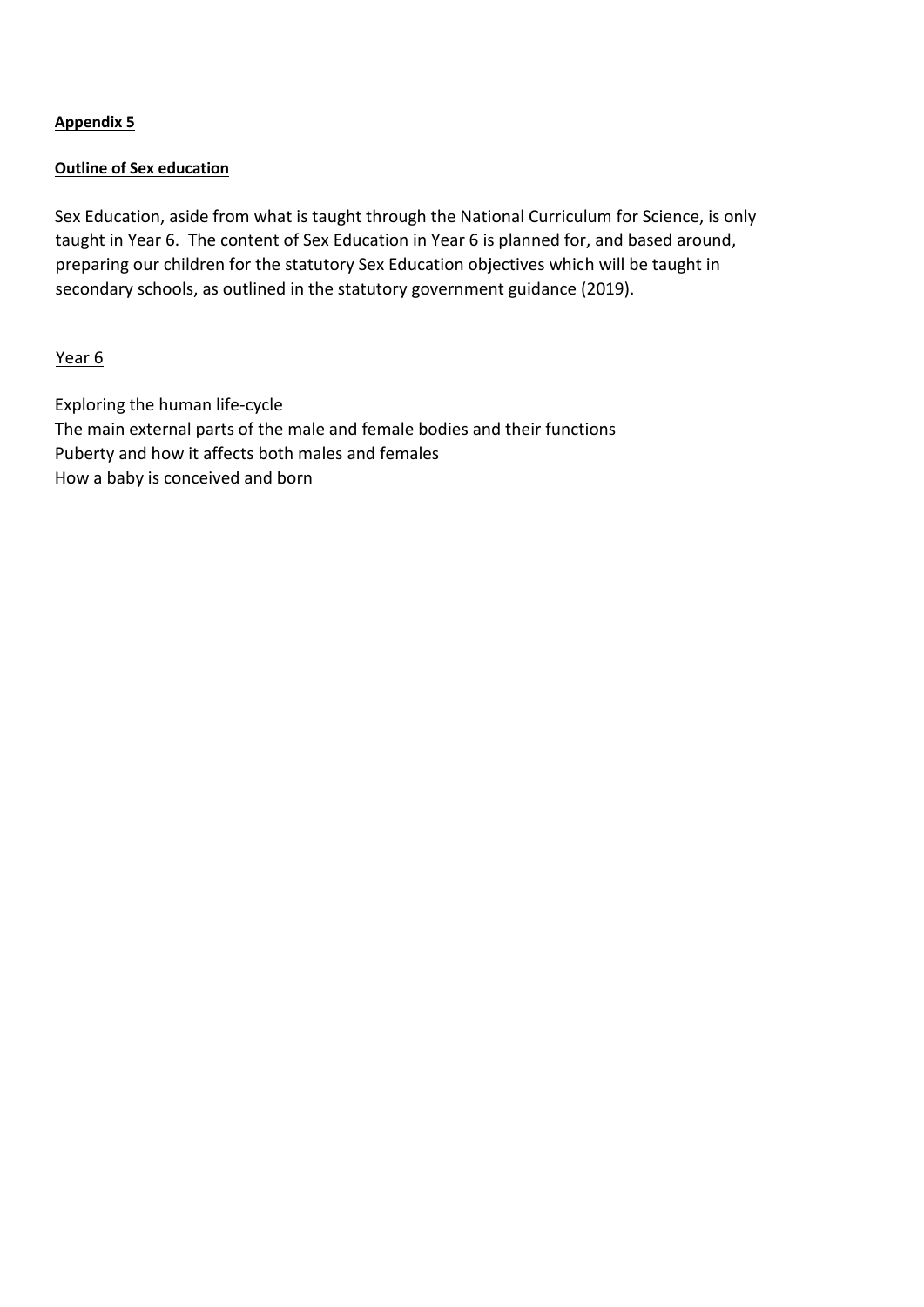**Appendix 5**

**Outline of Sex education**

Sex Education, aside from what is taught through the National Curriculum for Science, is only taught in Year 6. The content of Sex Education in Year 6 is planned for, and based around, preparing our children for the statutory Sex Education objectives which will be taught in secondary schools, as outlined in the statutory government guidance (2019).

Year 6

Exploring the human life-cycle
The main external parts of the male and female bodies and their functions
Puberty and how it affects both males and females
How a baby is conceived and born